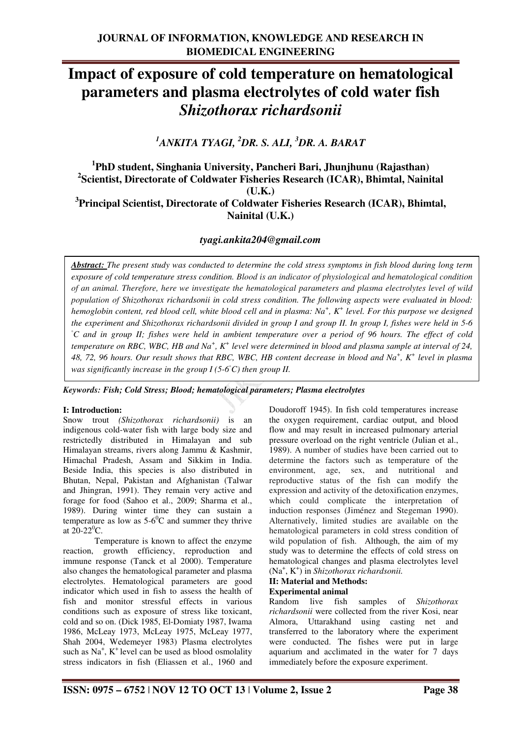# Impact of exposure of cold temperature on hematological parameters and plasma electrolytes of cold water fish *Shizothorax richardsonii*

### [1]ANKITA TYAGI, [2]DR. S. ALI, [3]DR. A. BARAT

[1]PhD student, Singhania University, Pancheri Bari, Jhunjhunu (Rajasthan)
[2]Scientist, Directorate of Coldwater Fisheries Research (ICAR), Bhimtal, Nainital (U.K.)
[3]Principal Scientist, Directorate of Coldwater Fisheries Research (ICAR), Bhimtal, Nainital (U.K.)

*tyagi.ankita204@gmail.com*

***Abstract:*** *The present study was conducted to determine the cold stress symptoms in fish blood during long term exposure of cold temperature stress condition. Blood is an indicator of physiological and hematological condition of an animal. Therefore, here we investigate the hematological parameters and plasma electrolytes level of wild population of Shizothorax richardsonii in cold stress condition. The following aspects were evaluated in blood: hemoglobin content, red blood cell, white blood cell and in plasma: $Na^+$, $K^+$ level. For this purpose we designed the experiment and Shizothorax richardsonii divided in group I and group II. In group I, fishes were held in 5-6 $^{\circ}C$ and in group II; fishes were held in ambient temperature over a period of 96 hours. The effect of cold temperature on RBC, WBC, HB and $Na^+$, $K^+$ level were determined in blood and plasma sample at interval of 24, 48, 72, 96 hours. Our result shows that RBC, WBC, HB content decrease in blood and $Na^+$, $K^+$ level in plasma was significantly increase in the group I (5-6$^{\circ}$C) then group II.*

***Keywords: Fish; Cold Stress; Blood; hematological parameters; Plasma electrolytes***

## I: Introduction:

Snow trout *(Shizothorax richardsonii)* is an indigenous cold-water fish with large body size and restrictedly distributed in Himalayan and sub Himalayan streams, rivers along Jammu & Kashmir, Himachal Pradesh, Assam and Sikkim in India. Beside India, this species is also distributed in Bhutan, Nepal, Pakistan and Afghanistan (Talwar and Jhingran, 1991). They remain very active and forage for food (Sahoo et al., 2009; Sharma et al., 1989). During winter time they can sustain a temperature as low as 5-6$^{0}$C and summer they thrive at 20-22$^{0}$C.

Temperature is known to affect the enzyme reaction, growth efficiency, reproduction and immune response (Tanck et al 2000). Temperature also changes the hematological parameter and plasma electrolytes. Hematological parameters are good indicator which used in fish to assess the health of fish and monitor stressful effects in various conditions such as exposure of stress like toxicant, cold and so on. (Dick 1985, El-Domiaty 1987, Iwama 1986, McLeay 1973, McLeay 1975, McLeay 1977, Shah 2004, Wedemeyer 1983) Plasma electrolytes such as $Na^+$, $K^+$ level can be used as blood osmolality stress indicators in fish (Eliassen et al., 1960 and Doudoroff 1945). In fish cold temperatures increase the oxygen requirement, cardiac output, and blood flow and may result in increased pulmonary arterial pressure overload on the right ventricle (Julian et al., 1989). A number of studies have been carried out to determine the factors such as temperature of the environment, age, sex, and nutritional and reproductive status of the fish can modify the expression and activity of the detoxification enzymes, which could complicate the interpretation of induction responses (Jiménez and Stegeman 1990). Alternatively, limited studies are available on the hematological parameters in cold stress condition of wild population of fish. Although, the aim of my study was to determine the effects of cold stress on hematological changes and plasma electrolytes level ($Na^+$, $K^+$) in *Shizothorax richardsonii.*

## II: Material and Methods:

### Experimental animal

Random live fish samples of *Shizothorax richardsonii* were collected from the river Kosi, near Almora, Uttarakhand using casting net and transferred to the laboratory where the experiment were conducted. The fishes were put in large aquarium and acclimated in the water for 7 days immediately before the exposure experiment.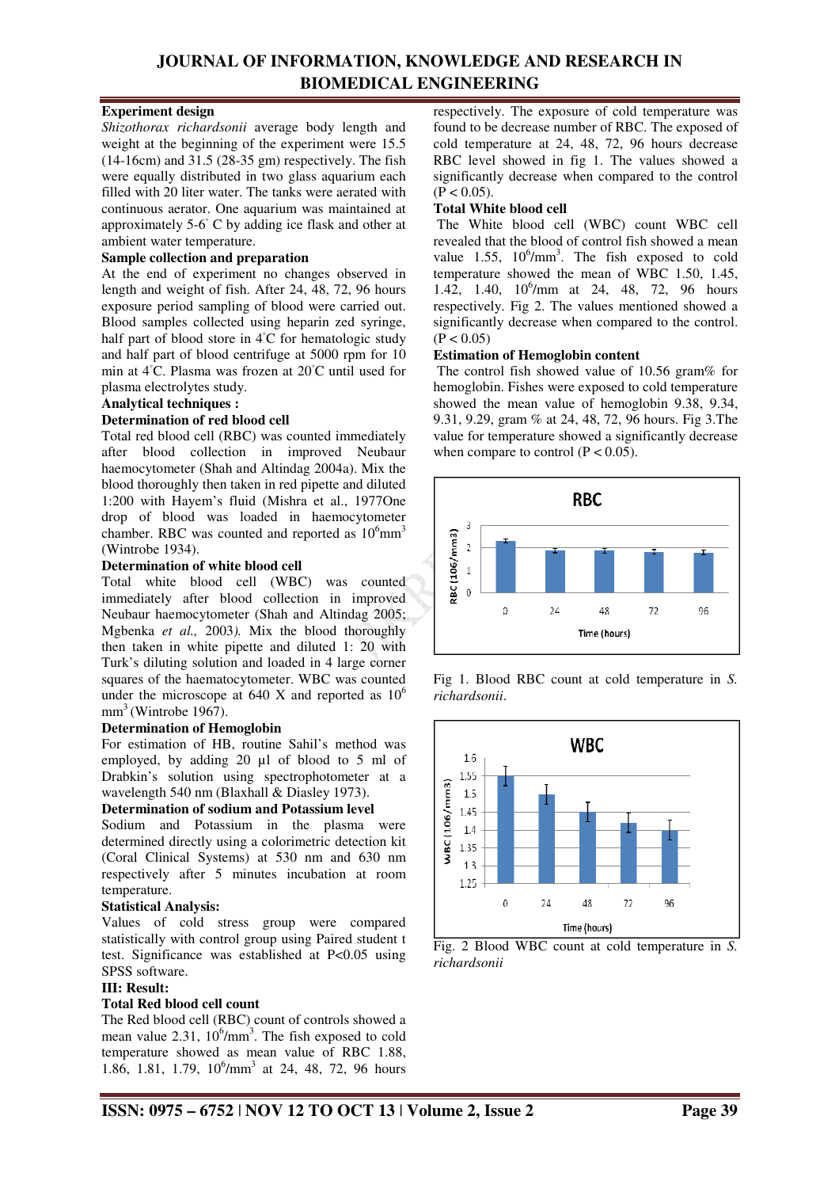### Experiment design

*Shizothorax richardsonii* average body length and weight at the beginning of the experiment were 15.5 (14-16cm) and 31.5 (28-35 gm) respectively. The fish were equally distributed in two glass aquarium each filled with 20 liter water. The tanks were aerated with continuous aerator. One aquarium was maintained at approximately 5-6° C by adding ice flask and other at ambient water temperature.

### Sample collection and preparation

At the end of experiment no changes observed in length and weight of fish. After 24, 48, 72, 96 hours exposure period sampling of blood were carried out. Blood samples collected using heparin zed syringe, half part of blood store in 4°C for hematologic study and half part of blood centrifuge at 5000 rpm for 10 min at 4°C. Plasma was frozen at 20°C until used for plasma electrolytes study.

### Analytical techniques :

### Determination of red blood cell

Total red blood cell (RBC) was counted immediately after blood collection in improved Neubaur haemocytometer (Shah and Altindag 2004a). Mix the blood thoroughly then taken in red pipette and diluted 1:200 with Hayem's fluid (Mishra et al., 1977One drop of blood was loaded in haemocytometer chamber. RBC was counted and reported as $10^6$mm$^3$ (Wintrobe 1934).

### Determination of white blood cell

Total white blood cell (WBC) was counted immediately after blood collection in improved Neubaur haemocytometer (Shah and Altindag 2005; Mgbenka *et al.,* 2003*).* Mix the blood thoroughly then taken in white pipette and diluted 1: 20 with Turk's diluting solution and loaded in 4 large corner squares of the haematocytometer. WBC was counted under the microscope at 640 X and reported as $10^6$ mm$^3$ (Wintrobe 1967).

### Determination of Hemoglobin

For estimation of HB, routine Sahil's method was employed, by adding 20 µl of blood to 5 ml of Drabkin's solution using spectrophotometer at a wavelength 540 nm (Blaxhall & Diasley 1973).

### Determination of sodium and Potassium level

Sodium and Potassium in the plasma were determined directly using a colorimetric detection kit (Coral Clinical Systems) at 530 nm and 630 nm respectively after 5 minutes incubation at room temperature.

### Statistical Analysis:

Values of cold stress group were compared statistically with control group using Paired student t test. Significance was established at P<0.05 using SPSS software.

## III: Result:

### Total Red blood cell count

The Red blood cell (RBC) count of controls showed a mean value 2.31, $10^6$/mm$^3$. The fish exposed to cold temperature showed as mean value of RBC 1.88, 1.86, 1.81, 1.79, $10^6$/mm$^3$ at 24, 48, 72, 96 hours respectively. The exposure of cold temperature was found to be decrease number of RBC. The exposed of cold temperature at 24, 48, 72, 96 hours decrease RBC level showed in fig 1. The values showed a significantly decrease when compared to the control ($P < 0.05$).

### Total White blood cell

The White blood cell (WBC) count WBC cell revealed that the blood of control fish showed a mean value 1.55, $10^6$/mm$^3$. The fish exposed to cold temperature showed the mean of WBC 1.50, 1.45, 1.42, 1.40, $10^6$/mm at 24, 48, 72, 96 hours respectively. Fig 2. The values mentioned showed a significantly decrease when compared to the control. ($P < 0.05$)

### Estimation of Hemoglobin content

The control fish showed value of 10.56 gram% for hemoglobin. Fishes were exposed to cold temperature showed the mean value of hemoglobin 9.38, 9.34, 9.31, 9.29, gram % at 24, 48, 72, 96 hours. Fig 3.The value for temperature showed a significantly decrease when compare to control ($P < 0.05$).

Fig 1. Blood RBC count at cold temperature in *S. richardsonii*.

Fig. 2 Blood WBC count at cold temperature in *S. richardsonii*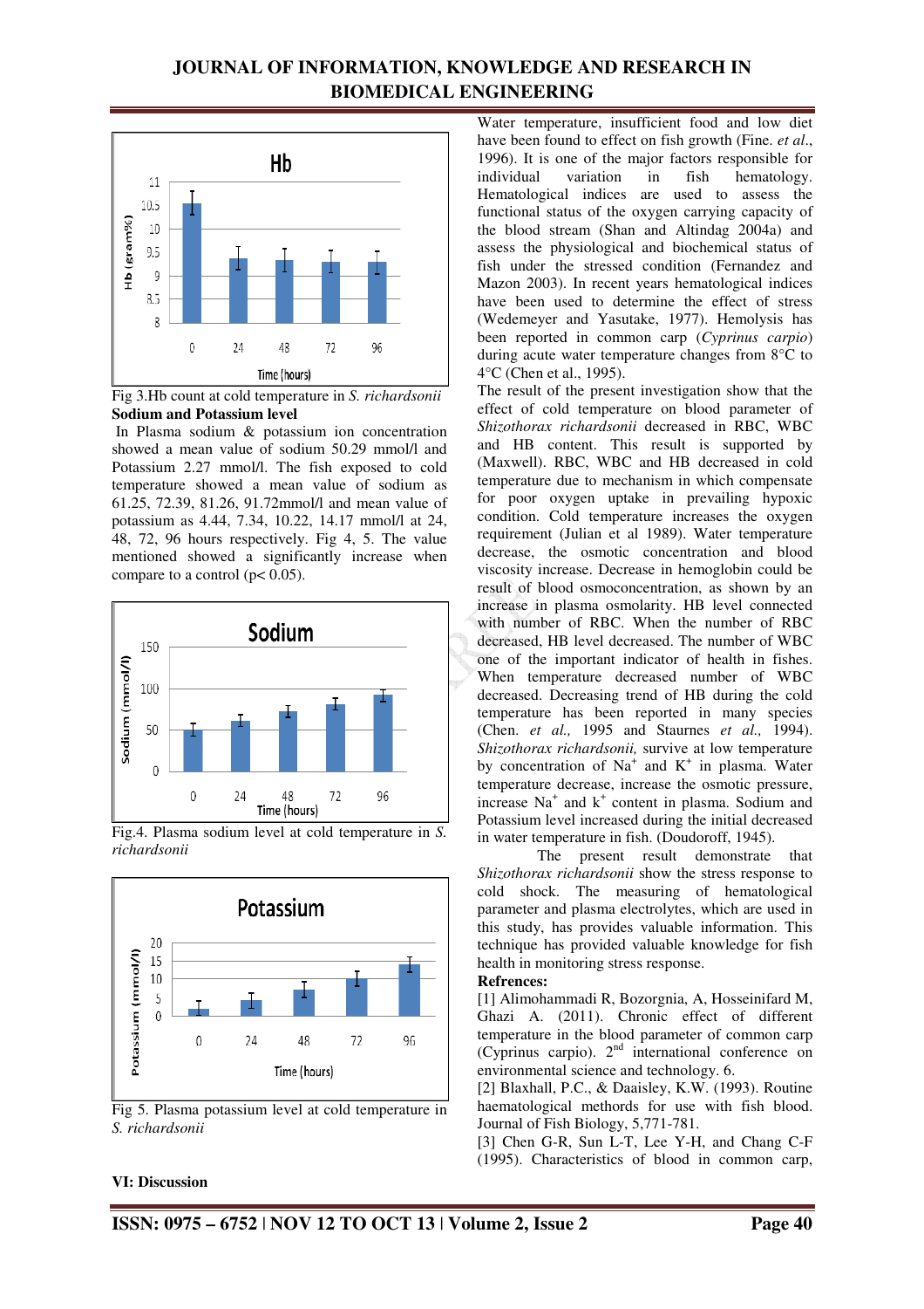Fig 3.Hb count at cold temperature in *S. richardsonii*

**Sodium and Potassium level**

In Plasma sodium & potassium ion concentration showed a mean value of sodium 50.29 mmol/l and Potassium 2.27 mmol/l. The fish exposed to cold temperature showed a mean value of sodium as 61.25, 72.39, 81.26, 91.72mmol/l and mean value of potassium as 4.44, 7.34, 10.22, 14.17 mmol/l at 24, 48, 72, 96 hours respectively. Fig 4, 5. The value mentioned showed a significantly increase when compare to a control ($p< 0.05$).

Fig.4. Plasma sodium level at cold temperature in *S. richardsonii*

Fig 5. Plasma potassium level at cold temperature in *S. richardsonii*

**VI: Discussion**

Water temperature, insufficient food and low diet have been found to effect on fish growth (Fine. *et al*., 1996). It is one of the major factors responsible for individual variation in fish hematology. Hematological indices are used to assess the functional status of the oxygen carrying capacity of the blood stream (Shan and Altindag 2004a) and assess the physiological and biochemical status of fish under the stressed condition (Fernandez and Mazon 2003). In recent years hematological indices have been used to determine the effect of stress (Wedemeyer and Yasutake, 1977). Hemolysis has been reported in common carp (*Cyprinus carpio*) during acute water temperature changes from 8°C to 4°C (Chen et al., 1995).

The result of the present investigation show that the effect of cold temperature on blood parameter of *Shizothorax richardsonii* decreased in RBC, WBC and HB content. This result is supported by (Maxwell). RBC, WBC and HB decreased in cold temperature due to mechanism in which compensate for poor oxygen uptake in prevailing hypoxic condition. Cold temperature increases the oxygen requirement (Julian et al 1989). Water temperature decrease, the osmotic concentration and blood viscosity increase. Decrease in hemoglobin could be result of blood osmoconcentration, as shown by an increase in plasma osmolarity. HB level connected with number of RBC. When the number of RBC decreased, HB level decreased. The number of WBC one of the important indicator of health in fishes. When temperature decreased number of WBC decreased. Decreasing trend of HB during the cold temperature has been reported in many species (Chen. *et al.,* 1995 and Staurnes *et al.,* 1994). *Shizothorax richardsonii,* survive at low temperature by concentration of $Na^+$ and $K^+$ in plasma. Water temperature decrease, increase the osmotic pressure, increase $Na^+$ and $k^+$ content in plasma. Sodium and Potassium level increased during the initial decreased in water temperature in fish. (Doudoroff, 1945).

The present result demonstrate that *Shizothorax richardsonii* show the stress response to cold shock. The measuring of hematological parameter and plasma electrolytes, which are used in this study, has provides valuable information. This technique has provided valuable knowledge for fish health in monitoring stress response.

**Refrences:**

[1] Alimohammadi R, Bozorgnia, A, Hosseinifard M, Ghazi A. (2011). Chronic effect of different temperature in the blood parameter of common carp (Cyprinus carpio). 2nd international conference on environmental science and technology. 6.

[2] Blaxhall, P.C., & Daaisley, K.W. (1993). Routine haematological methords for use with fish blood. Journal of Fish Biology, 5,771-781.

[3] Chen G-R, Sun L-T, Lee Y-H, and Chang C-F (1995). Characteristics of blood in common carp,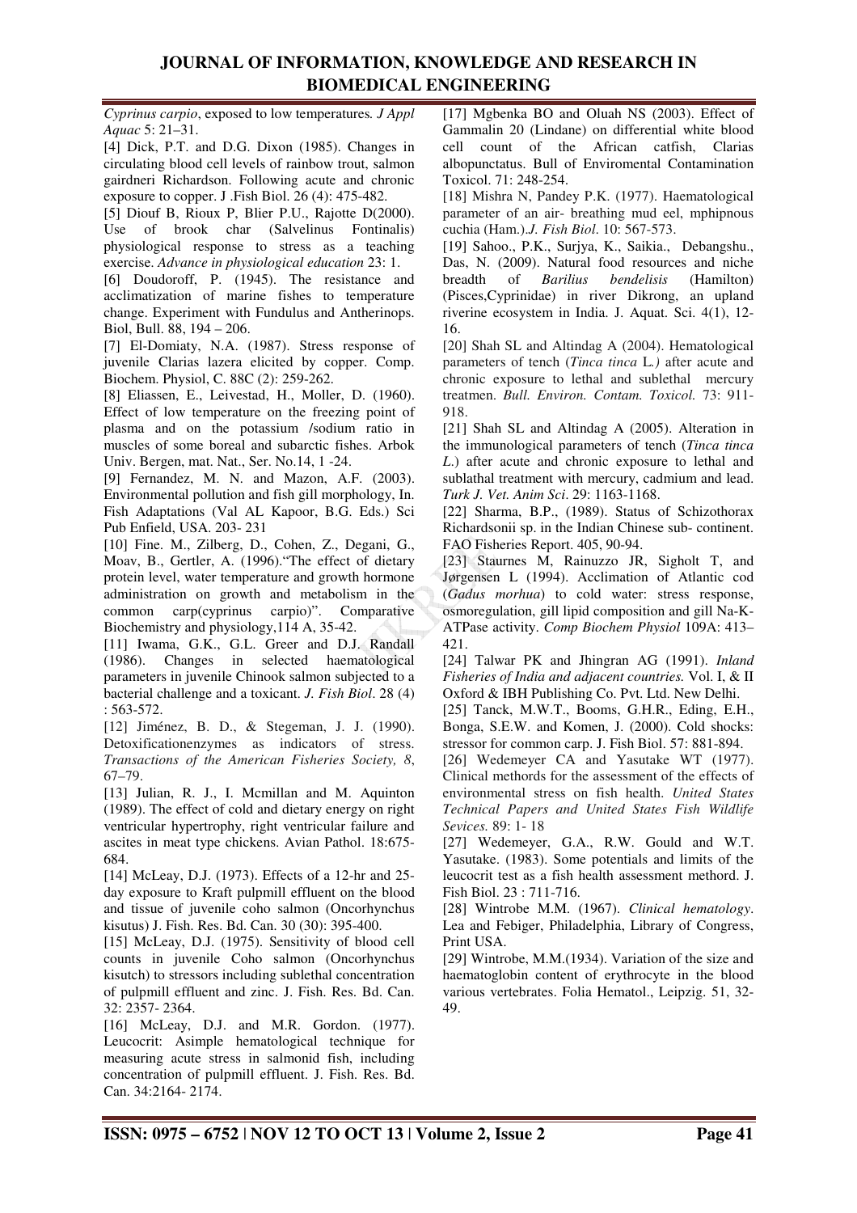*Cyprinus carpio*, exposed to low temperatures*. J Appl Aquac* 5: 21–31.

[4] Dick, P.T. and D.G. Dixon (1985). Changes in circulating blood cell levels of rainbow trout, salmon gairdneri Richardson. Following acute and chronic exposure to copper. J .Fish Biol. 26 (4): 475-482.

[5] Diouf B, Rioux P, Blier P.U., Rajotte D(2000). Use of brook char (Salvelinus Fontinalis) physiological response to stress as a teaching exercise. *Advance in physiological education* 23: 1.

[6] Doudoroff, P. (1945). The resistance and acclimatization of marine fishes to temperature change. Experiment with Fundulus and Antherinops. Biol, Bull. 88, 194 – 206.

[7] El-Domiaty, N.A. (1987). Stress response of juvenile Clarias lazera elicited by copper. Comp. Biochem. Physiol, C. 88C (2): 259-262.

[8] Eliassen, E., Leivestad, H., Moller, D. (1960). Effect of low temperature on the freezing point of plasma and on the potassium /sodium ratio in muscles of some boreal and subarctic fishes. Arbok Univ. Bergen, mat. Nat., Ser. No.14, 1 -24.

[9] Fernandez, M. N. and Mazon, A.F. (2003). Environmental pollution and fish gill morphology, In. Fish Adaptations (Val AL Kapoor, B.G. Eds.) Sci Pub Enfield, USA. 203- 231

[10] Fine. M., Zilberg, D., Cohen, Z., Degani, G., Moav, B., Gertler, A. (1996)."The effect of dietary protein level, water temperature and growth hormone administration on growth and metabolism in the common carp(cyprinus carpio)". Comparative Biochemistry and physiology,114 A, 35-42.

[11] Iwama, G.K., G.L. Greer and D.J. Randall (1986). Changes in selected haematological parameters in juvenile Chinook salmon subjected to a bacterial challenge and a toxicant. *J. Fish Biol*. 28 (4) : 563-572.

[12] Jiménez, B. D., & Stegeman, J. J. (1990). Detoxificationenzymes as indicators of stress. *Transactions of the American Fisheries Society, 8*, 67–79.

[13] Julian, R. J., I. Mcmillan and M. Aquinton (1989). The effect of cold and dietary energy on right ventricular hypertrophy, right ventricular failure and ascites in meat type chickens. Avian Pathol. 18:675-684.

[14] McLeay, D.J. (1973). Effects of a 12-hr and 25-day exposure to Kraft pulpmill effluent on the blood and tissue of juvenile coho salmon (Oncorhynchus kisutus) J. Fish. Res. Bd. Can. 30 (30): 395-400.

[15] McLeay, D.J. (1975). Sensitivity of blood cell counts in juvenile Coho salmon (Oncorhynchus kisutch) to stressors including sublethal concentration of pulpmill effluent and zinc. J. Fish. Res. Bd. Can. 32: 2357- 2364.

[16] McLeay, D.J. and M.R. Gordon. (1977). Leucocrit: Asimple hematological technique for measuring acute stress in salmonid fish, including concentration of pulpmill effluent. J. Fish. Res. Bd. Can. 34:2164- 2174.

[17] Mgbenka BO and Oluah NS (2003). Effect of Gammalin 20 (Lindane) on differential white blood cell count of the African catfish, Clarias albopunctatus. Bull of Enviromental Contamination Toxicol. 71: 248-254.

[18] Mishra N, Pandey P.K. (1977). Haematological parameter of an air- breathing mud eel, mphipnous cuchia (Ham.).*J. Fish Biol*. 10: 567-573.

[19] Sahoo., P.K., Surjya, K., Saikia., Debangshu., Das, N. (2009). Natural food resources and niche breadth of *Barilius bendelisis* (Hamilton) (Pisces,Cyprinidae) in river Dikrong, an upland riverine ecosystem in India. J. Aquat. Sci. 4(1), 12-16.

[20] Shah SL and Altindag A (2004). Hematological parameters of tench (*Tinca tinca* L*.)* after acute and chronic exposure to lethal and sublethal mercury treatmen. *Bull. Environ. Contam. Toxicol.* 73: 911-918.

[21] Shah SL and Altindag A (2005). Alteration in the immunological parameters of tench (*Tinca tinca L.*) after acute and chronic exposure to lethal and sublathal treatment with mercury, cadmium and lead. *Turk J. Vet. Anim Sci*. 29: 1163-1168.

[22] Sharma, B.P., (1989). Status of Schizothorax Richardsonii sp. in the Indian Chinese sub- continent. FAO Fisheries Report. 405, 90-94.

[23] Staurnes M, Rainuzzo JR, Sigholt T, and Jorgensen L (1994). Acclimation of Atlantic cod (*Gadus morhua*) to cold water: stress response, osmoregulation, gill lipid composition and gill Na-K-ATPase activity. *Comp Biochem Physiol* 109A: 413–421.

[24] Talwar PK and Jhingran AG (1991). *Inland Fisheries of India and adjacent countries.* Vol. I, & II Oxford & IBH Publishing Co. Pvt. Ltd. New Delhi.

[25] Tanck, M.W.T., Booms, G.H.R., Eding, E.H., Bonga, S.E.W. and Komen, J. (2000). Cold shocks: stressor for common carp. J. Fish Biol. 57: 881-894.

[26] Wedemeyer CA and Yasutake WT (1977). Clinical methords for the assessment of the effects of environmental stress on fish health. *United States Technical Papers and United States Fish Wildlife Sevices.* 89: 1- 18

[27] Wedemeyer, G.A., R.W. Gould and W.T. Yasutake. (1983). Some potentials and limits of the leucocrit test as a fish health assessment methord. J. Fish Biol. 23 : 711-716.

[28] Wintrobe M.M. (1967). *Clinical hematology*. Lea and Febiger, Philadelphia, Library of Congress, Print USA.

[29] Wintrobe, M.M.(1934). Variation of the size and haematoglobin content of erythrocyte in the blood various vertebrates. Folia Hematol., Leipzig. 51, 32-49.